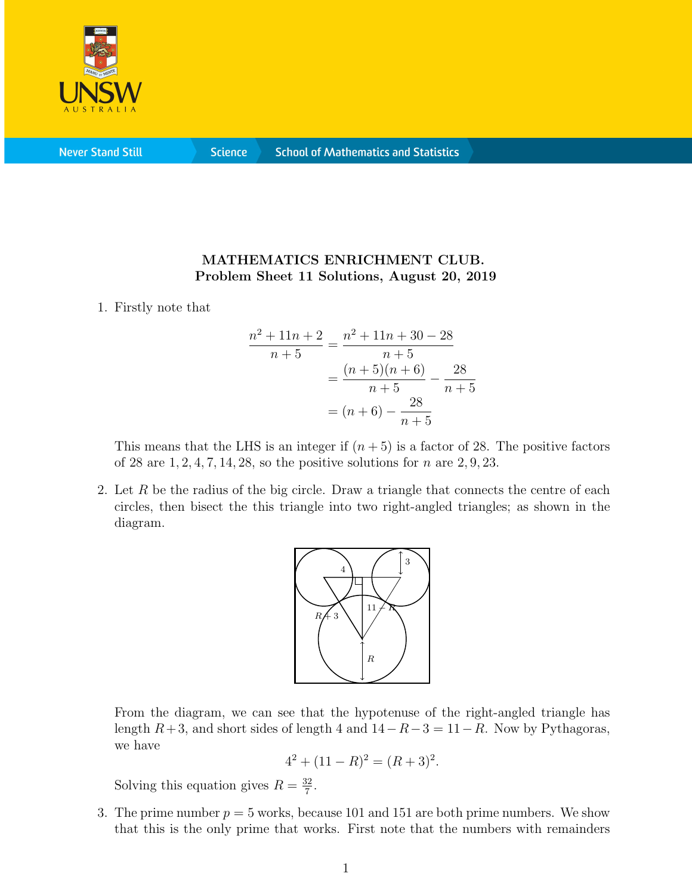**MATHEMATICS ENRICHMENT CLUB.**
**Problem Sheet 11 Solutions, August 20, 2019**

1. Firstly note that

$$\begin{aligned}\frac{n^2+11n+2}{n+5} &= \frac{n^2+11n+30-28}{n+5} \\ &= \frac{(n+5)(n+6)}{n+5} - \frac{28}{n+5} \\ &= (n+6) - \frac{28}{n+5}\end{aligned}$$

   This means that the LHS is an integer if $(n+5)$ is a factor of 28. The positive factors of 28 are $1, 2, 4, 7, 14, 28$, so the positive solutions for $n$ are $2, 9, 23$.

2. Let $R$ be the radius of the big circle. Draw a triangle that connects the centre of each circles, then bisect the this triangle into two right-angled triangles; as shown in the diagram.

   From the diagram, we can see that the hypotenuse of the right-angled triangle has length $R+3$, and short sides of length 4 and $14-R-3 = 11-R$. Now by Pythagoras, we have

$$4^2 + (11-R)^2 = (R+3)^2.$$

   Solving this equation gives $R = \frac{32}{7}$.

3. The prime number $p = 5$ works, because 101 and 151 are both prime numbers. We show that this is the only prime that works. First note that the numbers with remainders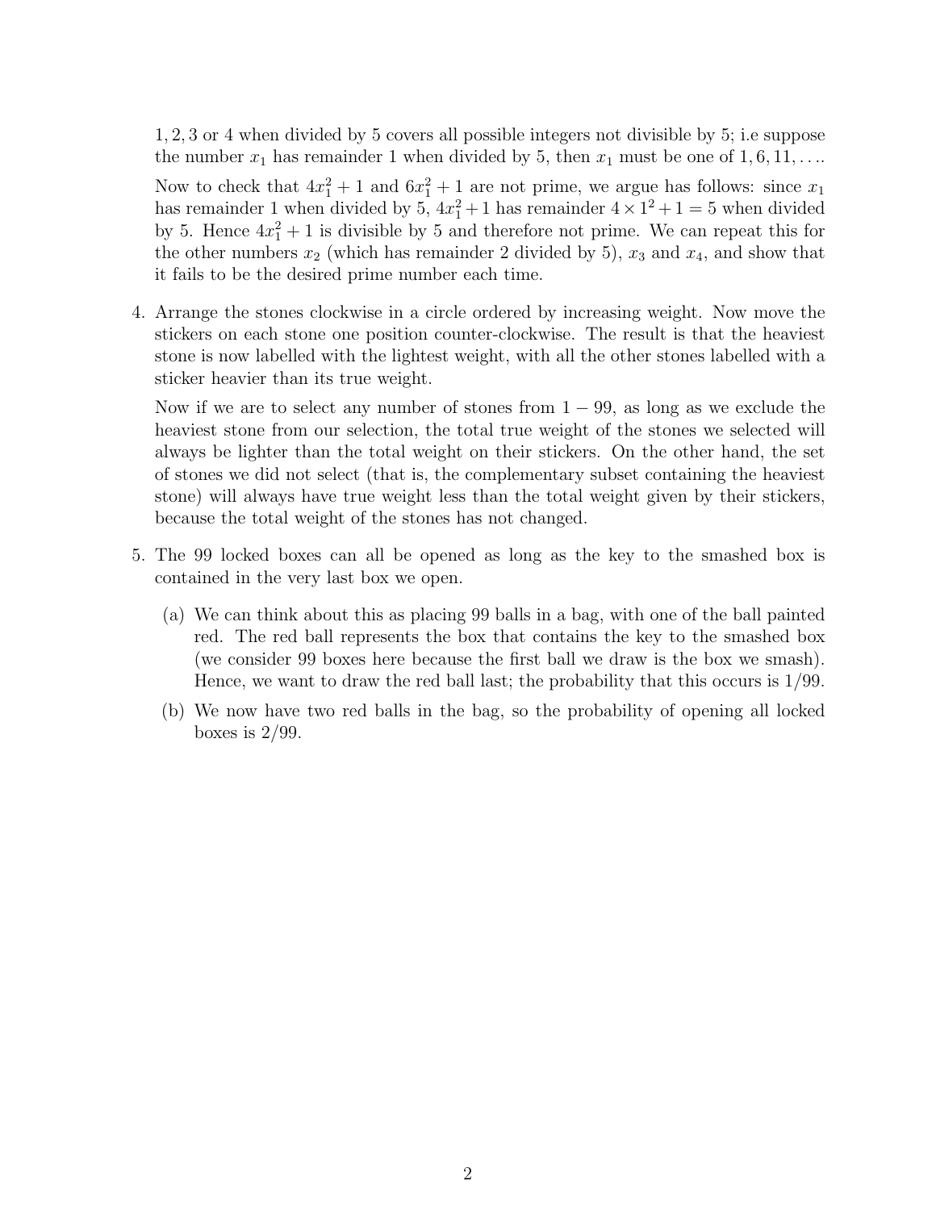1, 2, 3 or 4 when divided by 5 covers all possible integers not divisible by 5; i.e suppose the number $x_1$ has remainder 1 when divided by 5, then $x_1$ must be one of $1, 6, 11, \ldots$.

Now to check that $4x_1^2 + 1$ and $6x_1^2 + 1$ are not prime, we argue has follows: since $x_1$ has remainder 1 when divided by 5, $4x_1^2 + 1$ has remainder $4 \times 1^2 + 1 = 5$ when divided by 5. Hence $4x_1^2 + 1$ is divisible by 5 and therefore not prime. We can repeat this for the other numbers $x_2$ (which has remainder 2 divided by 5), $x_3$ and $x_4$, and show that it fails to be the desired prime number each time.

4. Arrange the stones clockwise in a circle ordered by increasing weight. Now move the stickers on each stone one position counter-clockwise. The result is that the heaviest stone is now labelled with the lightest weight, with all the other stones labelled with a sticker heavier than its true weight.

   Now if we are to select any number of stones from $1 - 99$, as long as we exclude the heaviest stone from our selection, the total true weight of the stones we selected will always be lighter than the total weight on their stickers. On the other hand, the set of stones we did not select (that is, the complementary subset containing the heaviest stone) will always have true weight less than the total weight given by their stickers, because the total weight of the stones has not changed.

5. The 99 locked boxes can all be opened as long as the key to the smashed box is contained in the very last box we open.

   (a) We can think about this as placing 99 balls in a bag, with one of the ball painted red. The red ball represents the box that contains the key to the smashed box (we consider 99 boxes here because the first ball we draw is the box we smash). Hence, we want to draw the red ball last; the probability that this occurs is $1/99$.

   (b) We now have two red balls in the bag, so the probability of opening all locked boxes is $2/99$.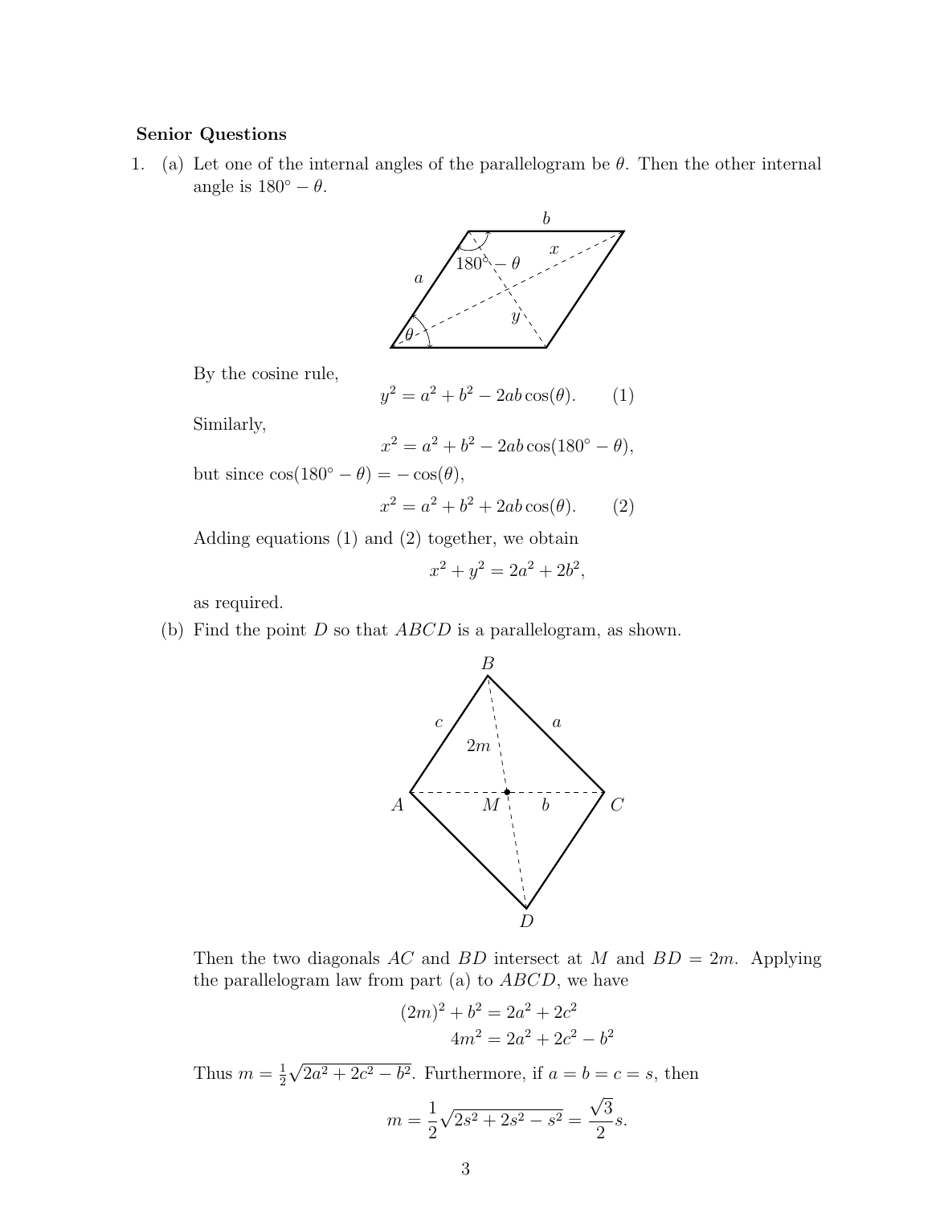**Senior Questions**

1. (a) Let one of the internal angles of the parallelogram be $\theta$. Then the other internal angle is $180^\circ - \theta$.

By the cosine rule,

$$y^2 = a^2 + b^2 - 2ab\cos(\theta). \qquad (1)$$

Similarly,

$$x^2 = a^2 + b^2 - 2ab\cos(180^\circ - \theta),$$

but since $\cos(180^\circ - \theta) = -\cos(\theta)$,

$$x^2 = a^2 + b^2 + 2ab\cos(\theta). \qquad (2)$$

Adding equations (1) and (2) together, we obtain

$$x^2 + y^2 = 2a^2 + 2b^2,$$

as required.

(b) Find the point $D$ so that $ABCD$ is a parallelogram, as shown.

Then the two diagonals $AC$ and $BD$ intersect at $M$ and $BD = 2m$. Applying the parallelogram law from part (a) to $ABCD$, we have

$$(2m)^2 + b^2 = 2a^2 + 2c^2$$
$$4m^2 = 2a^2 + 2c^2 - b^2$$

Thus $m = \frac{1}{2}\sqrt{2a^2 + 2c^2 - b^2}$. Furthermore, if $a = b = c = s$, then

$$m = \frac{1}{2}\sqrt{2s^2 + 2s^2 - s^2} = \frac{\sqrt{3}}{2}s.$$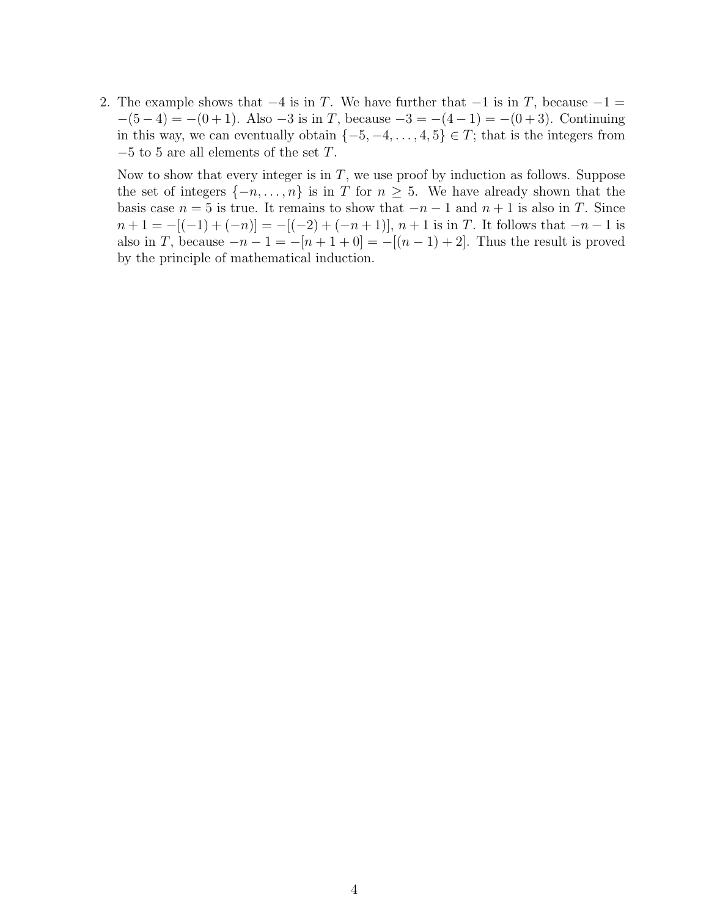2. The example shows that $-4$ is in $T$. We have further that $-1$ is in $T$, because $-1 = -(5-4) = -(0+1)$. Also $-3$ is in $T$, because $-3 = -(4-1) = -(0+3)$. Continuing in this way, we can eventually obtain $\{-5, -4, \ldots, 4, 5\} \in T$; that is the integers from $-5$ to 5 are all elements of the set $T$.

   Now to show that every integer is in $T$, we use proof by induction as follows. Suppose the set of integers $\{-n, \ldots, n\}$ is in $T$ for $n \geq 5$. We have already shown that the basis case $n = 5$ is true. It remains to show that $-n-1$ and $n+1$ is also in $T$. Since $n+1 = -[(-1)+(-n)] = -[(-2)+(-n+1)]$, $n+1$ is in $T$. It follows that $-n-1$ is also in $T$, because $-n-1 = -[n+1+0] = -[(n-1)+2]$. Thus the result is proved by the principle of mathematical induction.